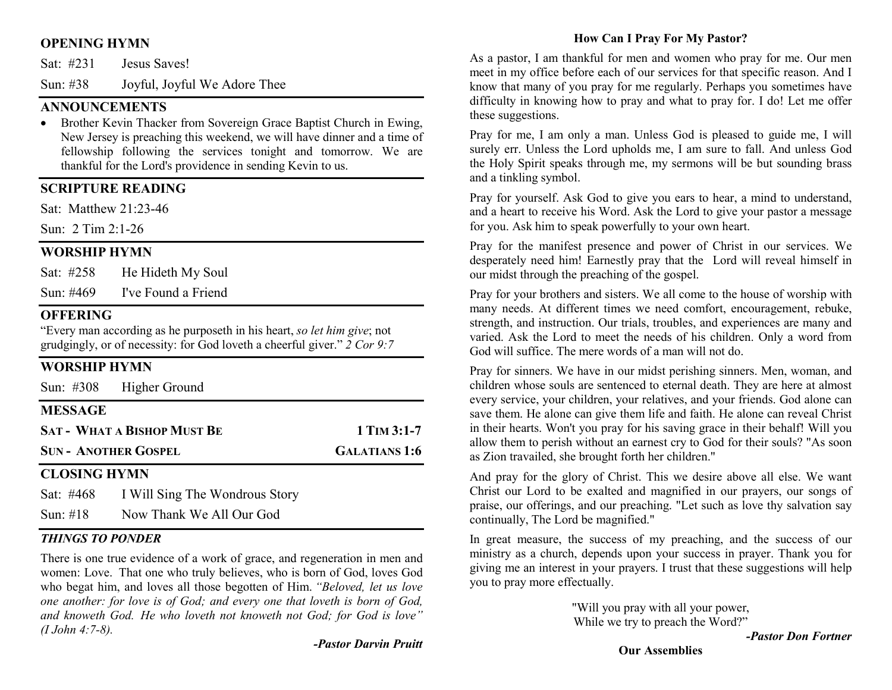## OPENING HYMN

Sat: #231 Jesus Saves!

Sun: #38 Joyful, Joyful We Adore Thee

## ANNOUNCEMENTS

- Brother Kevin Thacker from Sovereign Grace Baptist Church in Ewing, New Jersey is preaching this weekend, we will have dinner and a time of fellowship following the services tonight and tomorrow. We are thankful for the Lord's providence in sending Kevin to us.

## SCRIPTURE READING

Sat: Matthew 21:23-46

Sun: 2 Tim 2:1-26

## WORSHIP HYMN

Sat: #258 He Hideth My Soul

Sun: #469 I've Found a Friend

## OFFERING

"Every man according as he purposeth in his heart, *so let him give*; not grudgingly, or of necessity: for God loveth a cheerful giver." *2 Cor 9:7*

## WORSHIP HYMN

Sun: #308 Higher Ground

## MESSAGE

**SAT - WHAT A BISHOP MUST BE** — **1 TIM 3:1-7**

**SUN - ANOTHER GOSPEL** — **GALATIANS 1:6**

## CLOSING HYMN

Sat: #468 I Will Sing The Wondrous Story

Sun: #18 Now Thank We All Our God

### *THINGS TO PONDER*

There is one true evidence of a work of grace, and regeneration in men and women: Love. That one who truly believes, who is born of God, loves God who begat him, and loves all those begotten of Him. *"Beloved, let us love one another: for love is of God; and every one that loveth is born of God, and knoweth God. He who loveth not knoweth not God; for God is love" (I John 4:7-8).*

***-Pastor Darvin Pruitt***

### How Can I Pray For My Pastor?

As a pastor, I am thankful for men and women who pray for me. Our men meet in my office before each of our services for that specific reason. And I know that many of you pray for me regularly. Perhaps you sometimes have difficulty in knowing how to pray and what to pray for. I do! Let me offer these suggestions.

Pray for me, I am only a man. Unless God is pleased to guide me, I will surely err. Unless the Lord upholds me, I am sure to fall. And unless God the Holy Spirit speaks through me, my sermons will be but sounding brass and a tinkling symbol.

Pray for yourself. Ask God to give you ears to hear, a mind to understand, and a heart to receive his Word. Ask the Lord to give your pastor a message for you. Ask him to speak powerfully to your own heart.

Pray for the manifest presence and power of Christ in our services. We desperately need him! Earnestly pray that the Lord will reveal himself in our midst through the preaching of the gospel.

Pray for your brothers and sisters. We all come to the house of worship with many needs. At different times we need comfort, encouragement, rebuke, strength, and instruction. Our trials, troubles, and experiences are many and varied. Ask the Lord to meet the needs of his children. Only a word from God will suffice. The mere words of a man will not do.

Pray for sinners. We have in our midst perishing sinners. Men, woman, and children whose souls are sentenced to eternal death. They are here at almost every service, your children, your relatives, and your friends. God alone can save them. He alone can give them life and faith. He alone can reveal Christ in their hearts. Won't you pray for his saving grace in their behalf! Will you allow them to perish without an earnest cry to God for their souls? "As soon as Zion travailed, she brought forth her children."

And pray for the glory of Christ. This we desire above all else. We want Christ our Lord to be exalted and magnified in our prayers, our songs of praise, our offerings, and our preaching. "Let such as love thy salvation say continually, The Lord be magnified."

In great measure, the success of my preaching, and the success of our ministry as a church, depends upon your success in prayer. Thank you for giving me an interest in your prayers. I trust that these suggestions will help you to pray more effectually.

"Will you pray with all your power,
While we try to preach the Word?"

***-Pastor Don Fortner***

**Our Assemblies**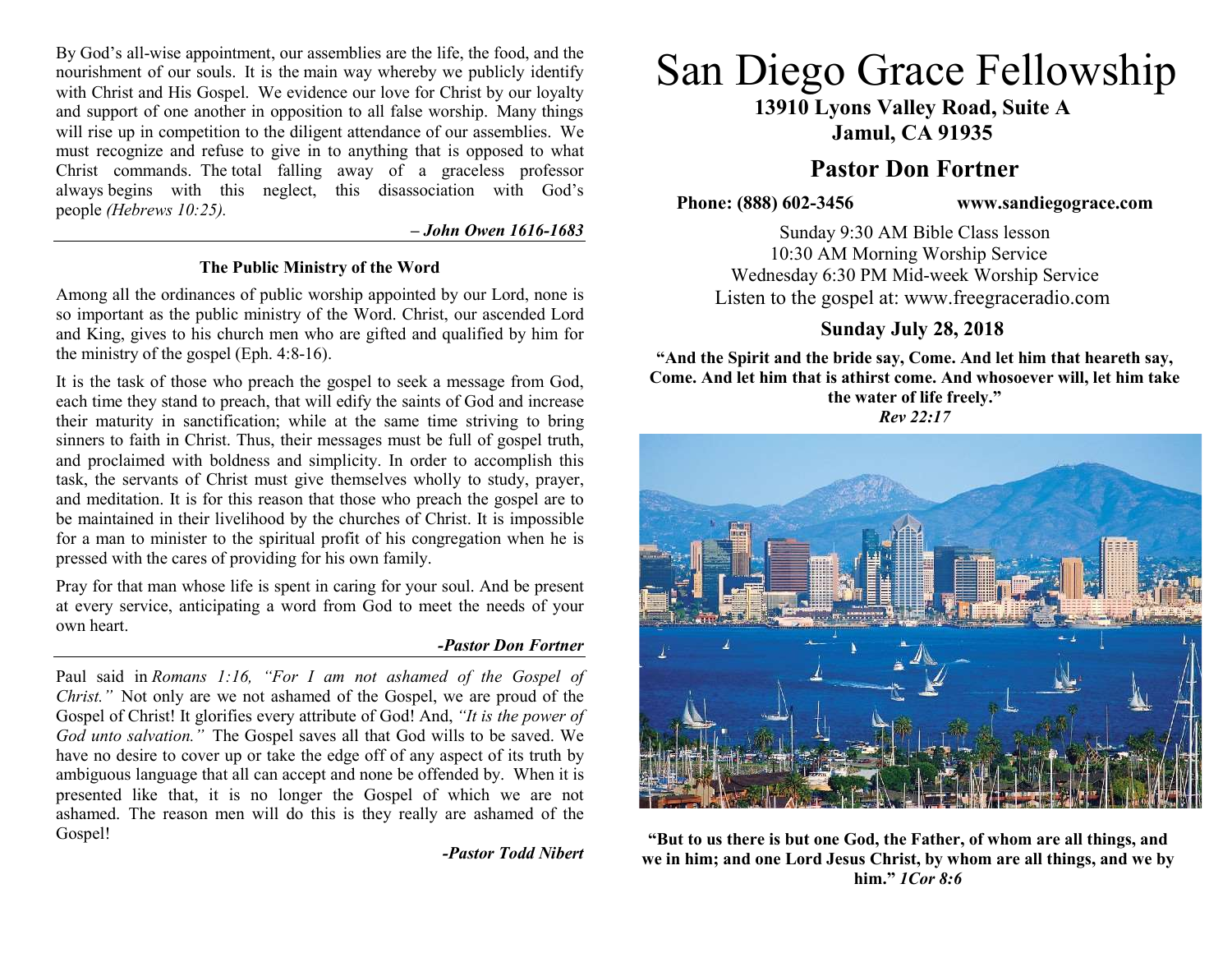By God's all-wise appointment, our assemblies are the life, the food, and the nourishment of our souls. It is the main way whereby we publicly identify with Christ and His Gospel. We evidence our love for Christ by our loyalty and support of one another in opposition to all false worship. Many things will rise up in competition to the diligent attendance of our assemblies. We must recognize and refuse to give in to anything that is opposed to what Christ commands. The total falling away of a graceless professor always begins with this neglect, this disassociation with God's people *(Hebrews 10:25).*

***– John Owen 1616-1683***

---

### The Public Ministry of the Word

Among all the ordinances of public worship appointed by our Lord, none is so important as the public ministry of the Word. Christ, our ascended Lord and King, gives to his church men who are gifted and qualified by him for the ministry of the gospel (Eph. 4:8-16).

It is the task of those who preach the gospel to seek a message from God, each time they stand to preach, that will edify the saints of God and increase their maturity in sanctification; while at the same time striving to bring sinners to faith in Christ. Thus, their messages must be full of gospel truth, and proclaimed with boldness and simplicity. In order to accomplish this task, the servants of Christ must give themselves wholly to study, prayer, and meditation. It is for this reason that those who preach the gospel are to be maintained in their livelihood by the churches of Christ. It is impossible for a man to minister to the spiritual profit of his congregation when he is pressed with the cares of providing for his own family.

Pray for that man whose life is spent in caring for your soul. And be present at every service, anticipating a word from God to meet the needs of your own heart.

***-Pastor Don Fortner***

---

Paul said in *Romans 1:16, "For I am not ashamed of the Gospel of Christ."* Not only are we not ashamed of the Gospel, we are proud of the Gospel of Christ! It glorifies every attribute of God! And, *"It is the power of God unto salvation."* The Gospel saves all that God wills to be saved. We have no desire to cover up or take the edge off of any aspect of its truth by ambiguous language that all can accept and none be offended by. When it is presented like that, it is no longer the Gospel of which we are not ashamed. The reason men will do this is they really are ashamed of the Gospel!

***-Pastor Todd Nibert***

# San Diego Grace Fellowship

**13910 Lyons Valley Road, Suite A**
**Jamul, CA 91935**

## Pastor Don Fortner

**Phone: (888) 602-3456** **www.sandiegograce.com**

Sunday 9:30 AM Bible Class lesson
10:30 AM Morning Worship Service
Wednesday 6:30 PM Mid-week Worship Service
Listen to the gospel at: www.freegraceradio.com

### Sunday July 28, 2018

**"And the Spirit and the bride say, Come. And let him that heareth say, Come. And let him that is athirst come. And whosoever will, let him take the water of life freely."**
***Rev 22:17***

**"But to us there is but one God, the Father, of whom are all things, and we in him; and one Lord Jesus Christ, by whom are all things, and we by him."** ***1Cor 8:6***